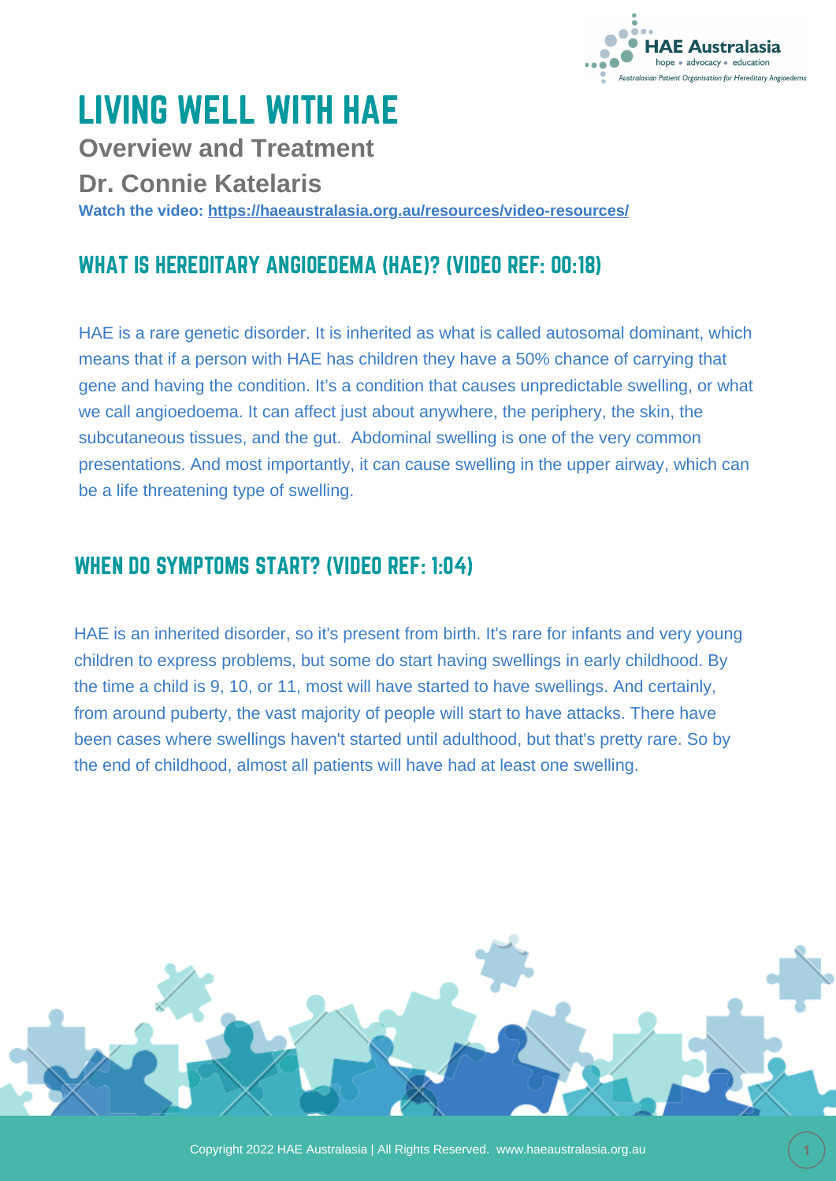# LIVING WELL WITH HAE

**Overview and Treatment**

**Dr. Connie Katelaris**

**Watch the video: https://haeaustralasia.org.au/resources/video-resources/**

## WHAT IS HEREDITARY ANGIOEDEMA (HAE)? (VIDEO REF: 00:18)

HAE is a rare genetic disorder. It is inherited as what is called autosomal dominant, which means that if a person with HAE has children they have a 50% chance of carrying that gene and having the condition. It's a condition that causes unpredictable swelling, or what we call angioedoema. It can affect just about anywhere, the periphery, the skin, the subcutaneous tissues, and the gut.  Abdominal swelling is one of the very common presentations. And most importantly, it can cause swelling in the upper airway, which can be a life threatening type of swelling.

## WHEN DO SYMPTOMS START? (VIDEO REF: 1:04)

HAE is an inherited disorder, so it's present from birth. It's rare for infants and very young children to express problems, but some do start having swellings in early childhood. By the time a child is 9, 10, or 11, most will have started to have swellings. And certainly, from around puberty, the vast majority of people will start to have attacks. There have been cases where swellings haven't started until adulthood, but that's pretty rare. So by the end of childhood, almost all patients will have had at least one swelling.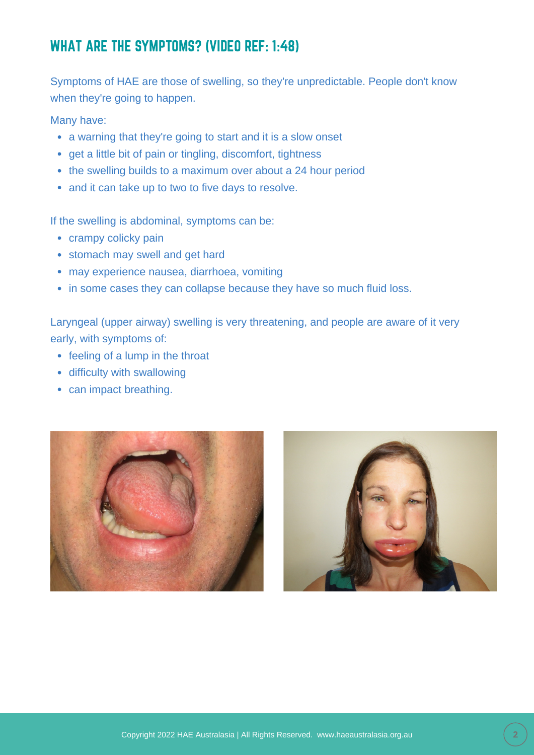## WHAT ARE THE SYMPTOMS? (VIDEO REF: 1:48)

Symptoms of HAE are those of swelling, so they're unpredictable. People don't know when they're going to happen.

Many have:

- a warning that they're going to start and it is a slow onset
- get a little bit of pain or tingling, discomfort, tightness
- the swelling builds to a maximum over about a 24 hour period
- and it can take up to two to five days to resolve.

If the swelling is abdominal, symptoms can be:

- crampy colicky pain
- stomach may swell and get hard
- may experience nausea, diarrhoea, vomiting
- in some cases they can collapse because they have so much fluid loss.

Laryngeal (upper airway) swelling is very threatening, and people are aware of it very early, with symptoms of:

- feeling of a lump in the throat
- difficulty with swallowing
- can impact breathing.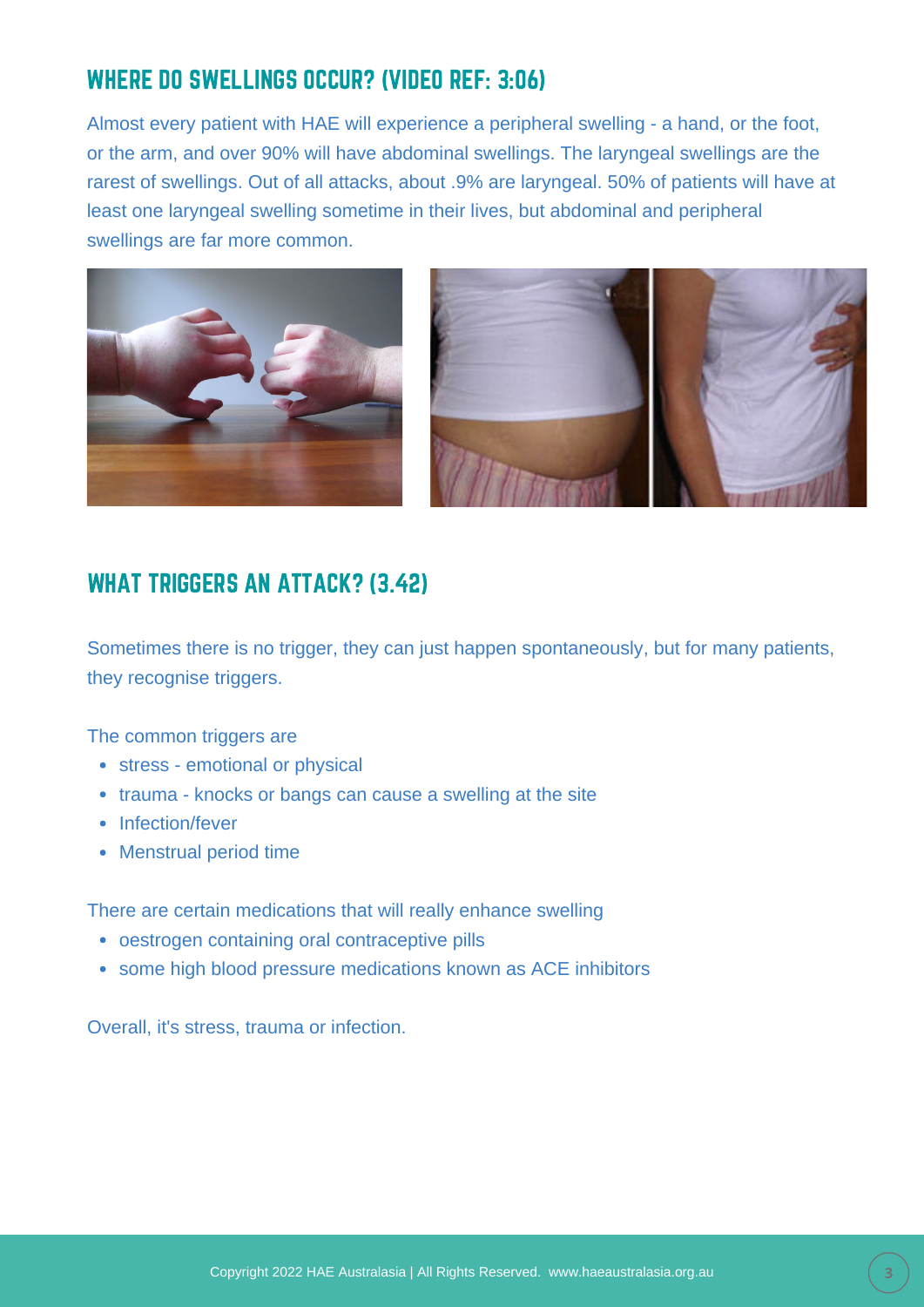## WHERE DO SWELLINGS OCCUR? (VIDEO REF: 3:06)

Almost every patient with HAE will experience a peripheral swelling - a hand, or the foot, or the arm, and over 90% will have abdominal swellings. The laryngeal swellings are the rarest of swellings. Out of all attacks, about .9% are laryngeal. 50% of patients will have at least one laryngeal swelling sometime in their lives, but abdominal and peripheral swellings are far more common.

## WHAT TRIGGERS AN ATTACK? (3.42)

Sometimes there is no trigger, they can just happen spontaneously, but for many patients, they recognise triggers.

The common triggers are

- stress - emotional or physical
- trauma - knocks or bangs can cause a swelling at the site
- Infection/fever
- Menstrual period time

There are certain medications that will really enhance swelling

- oestrogen containing oral contraceptive pills
- some high blood pressure medications known as ACE inhibitors

Overall, it's stress, trauma or infection.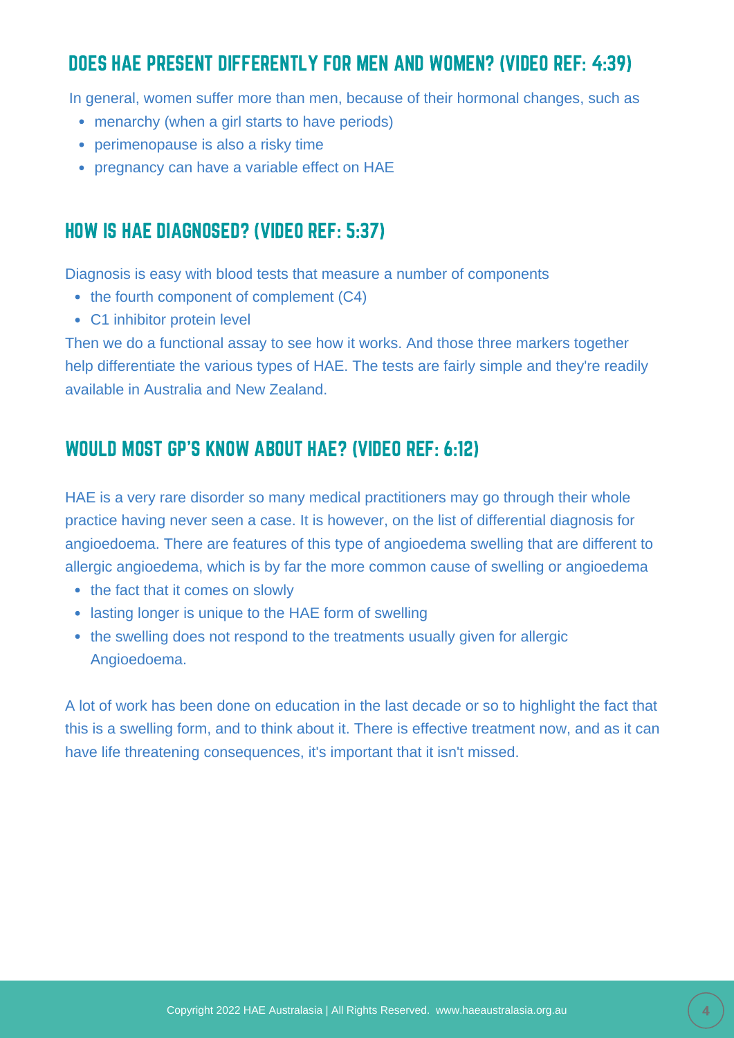## DOES HAE PRESENT DIFFERENTLY FOR MEN AND WOMEN? (VIDEO REF: 4:39)

In general, women suffer more than men, because of their hormonal changes, such as

- menarchy (when a girl starts to have periods)
- perimenopause is also a risky time
- pregnancy can have a variable effect on HAE

## HOW IS HAE DIAGNOSED? (VIDEO REF: 5:37)

Diagnosis is easy with blood tests that measure a number of components

- the fourth component of complement (C4)
- C1 inhibitor protein level

Then we do a functional assay to see how it works. And those three markers together help differentiate the various types of HAE. The tests are fairly simple and they're readily available in Australia and New Zealand.

## WOULD MOST GP'S KNOW ABOUT HAE? (VIDEO REF: 6:12)

HAE is a very rare disorder so many medical practitioners may go through their whole practice having never seen a case. It is however, on the list of differential diagnosis for angioedoema. There are features of this type of angioedema swelling that are different to allergic angioedema, which is by far the more common cause of swelling or angioedema

- the fact that it comes on slowly
- lasting longer is unique to the HAE form of swelling
- the swelling does not respond to the treatments usually given for allergic Angioedoema.

A lot of work has been done on education in the last decade or so to highlight the fact that this is a swelling form, and to think about it. There is effective treatment now, and as it can have life threatening consequences, it's important that it isn't missed.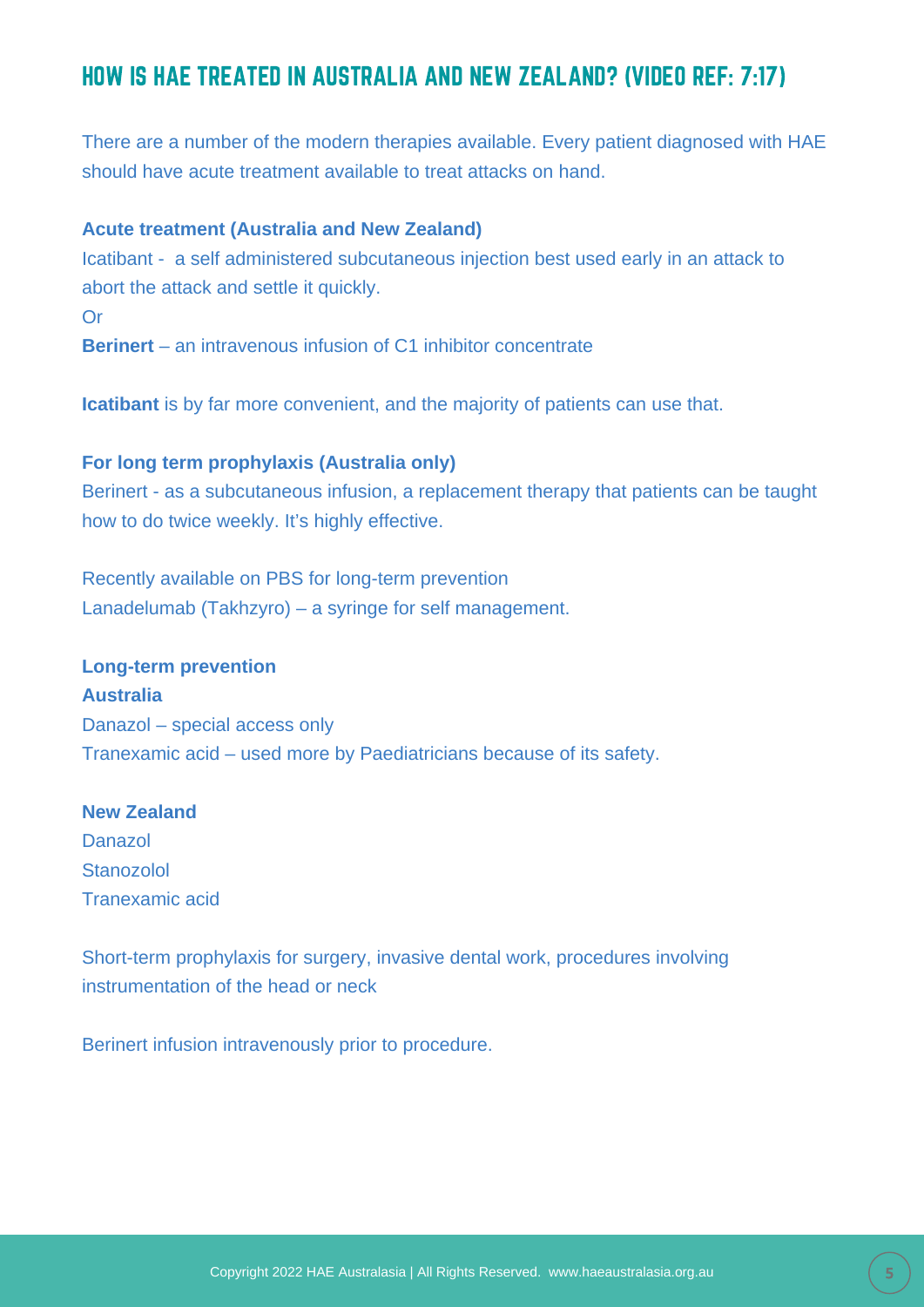## HOW IS HAE TREATED IN AUSTRALIA AND NEW ZEALAND? (VIDEO REF: 7:17)

There are a number of the modern therapies available. Every patient diagnosed with HAE should have acute treatment available to treat attacks on hand.

**Acute treatment (Australia and New Zealand)**

Icatibant - a self administered subcutaneous injection best used early in an attack to abort the attack and settle it quickly.

Or

**Berinert** – an intravenous infusion of C1 inhibitor concentrate

**Icatibant** is by far more convenient, and the majority of patients can use that.

**For long term prophylaxis (Australia only)**

Berinert - as a subcutaneous infusion, a replacement therapy that patients can be taught how to do twice weekly. It's highly effective.

Recently available on PBS for long-term prevention
Lanadelumab (Takhzyro) – a syringe for self management.

**Long-term prevention**

**Australia**

Danazol – special access only
Tranexamic acid – used more by Paediatricians because of its safety.

**New Zealand**

Danazol
Stanozolol
Tranexamic acid

Short-term prophylaxis for surgery, invasive dental work, procedures involving instrumentation of the head or neck

Berinert infusion intravenously prior to procedure.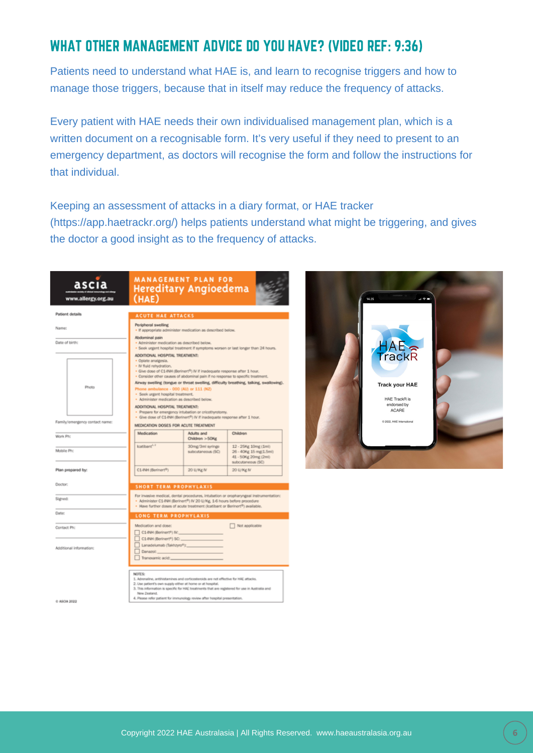## WHAT OTHER MANAGEMENT ADVICE DO YOU HAVE? (VIDEO REF: 9:36)

Patients need to understand what HAE is, and learn to recognise triggers and how to manage those triggers, because that in itself may reduce the frequency of attacks.

Every patient with HAE needs their own individualised management plan, which is a written document on a recognisable form. It's very useful if they need to present to an emergency department, as doctors will recognise the form and follow the instructions for that individual.

Keeping an assessment of attacks in a diary format, or HAE tracker (https://app.haetrackr.org/) helps patients understand what might be triggering, and gives the doctor a good insight as to the frequency of attacks.